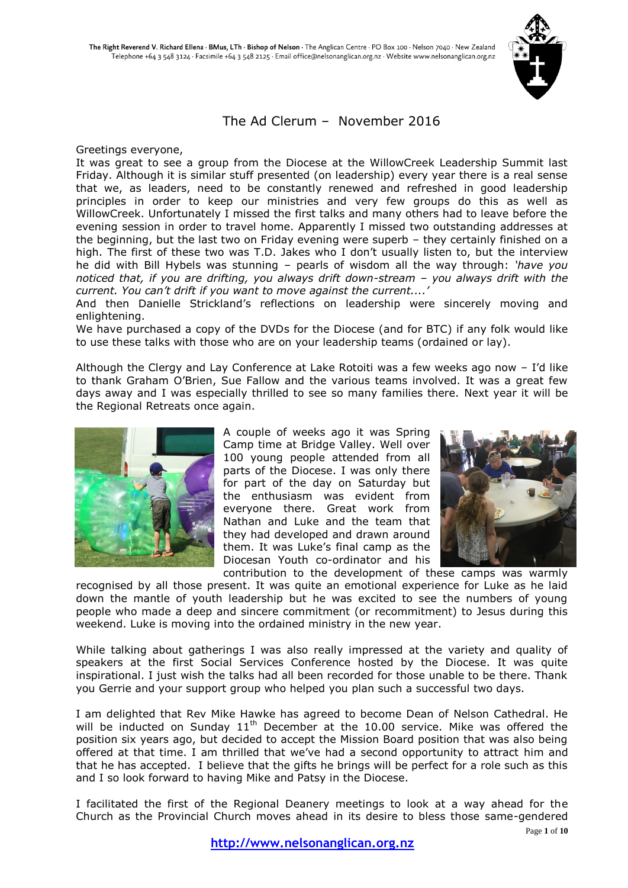The Right Reverend V. Richard Ellena · BMus, LTh · Bishop of Nelson · The Anglican Centre · PO Box 100 · Nelson 7040 · New Zealand
Telephone +64 3 548 3124 · Facsimile +64 3 548 2125 · Email office@nelsonanglican.org.nz · Website www.nelsonanglican.org.nz

# The Ad Clerum – November 2016

Greetings everyone,

It was great to see a group from the Diocese at the WillowCreek Leadership Summit last Friday. Although it is similar stuff presented (on leadership) every year there is a real sense that we, as leaders, need to be constantly renewed and refreshed in good leadership principles in order to keep our ministries and very few groups do this as well as WillowCreek. Unfortunately I missed the first talks and many others had to leave before the evening session in order to travel home. Apparently I missed two outstanding addresses at the beginning, but the last two on Friday evening were superb – they certainly finished on a high. The first of these two was T.D. Jakes who I don't usually listen to, but the interview he did with Bill Hybels was stunning – pearls of wisdom all the way through: *'have you noticed that, if you are drifting, you always drift down-stream – you always drift with the current. You can't drift if you want to move against the current....'*

And then Danielle Strickland's reflections on leadership were sincerely moving and enlightening.

We have purchased a copy of the DVDs for the Diocese (and for BTC) if any folk would like to use these talks with those who are on your leadership teams (ordained or lay).

Although the Clergy and Lay Conference at Lake Rotoiti was a few weeks ago now – I'd like to thank Graham O'Brien, Sue Fallow and the various teams involved. It was a great few days away and I was especially thrilled to see so many families there. Next year it will be the Regional Retreats once again.

A couple of weeks ago it was Spring Camp time at Bridge Valley. Well over 100 young people attended from all parts of the Diocese. I was only there for part of the day on Saturday but the enthusiasm was evident from everyone there. Great work from Nathan and Luke and the team that they had developed and drawn around them. It was Luke's final camp as the Diocesan Youth co-ordinator and his contribution to the development of these camps was warmly recognised by all those present. It was quite an emotional experience for Luke as he laid down the mantle of youth leadership but he was excited to see the numbers of young people who made a deep and sincere commitment (or recommitment) to Jesus during this weekend. Luke is moving into the ordained ministry in the new year.

While talking about gatherings I was also really impressed at the variety and quality of speakers at the first Social Services Conference hosted by the Diocese. It was quite inspirational. I just wish the talks had all been recorded for those unable to be there. Thank you Gerrie and your support group who helped you plan such a successful two days.

I am delighted that Rev Mike Hawke has agreed to become Dean of Nelson Cathedral. He will be inducted on Sunday 11th December at the 10.00 service. Mike was offered the position six years ago, but decided to accept the Mission Board position that was also being offered at that time. I am thrilled that we've had a second opportunity to attract him and that he has accepted. I believe that the gifts he brings will be perfect for a role such as this and I so look forward to having Mike and Patsy in the Diocese.

I facilitated the first of the Regional Deanery meetings to look at a way ahead for the Church as the Provincial Church moves ahead in its desire to bless those same-gendered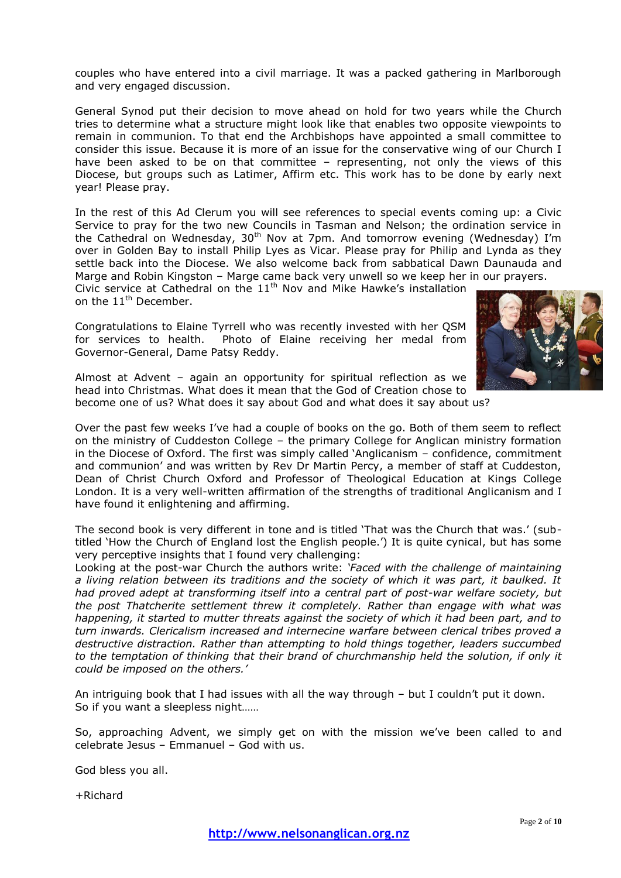couples who have entered into a civil marriage. It was a packed gathering in Marlborough and very engaged discussion.

General Synod put their decision to move ahead on hold for two years while the Church tries to determine what a structure might look like that enables two opposite viewpoints to remain in communion. To that end the Archbishops have appointed a small committee to consider this issue. Because it is more of an issue for the conservative wing of our Church I have been asked to be on that committee – representing, not only the views of this Diocese, but groups such as Latimer, Affirm etc. This work has to be done by early next year! Please pray.

In the rest of this Ad Clerum you will see references to special events coming up: a Civic Service to pray for the two new Councils in Tasman and Nelson; the ordination service in the Cathedral on Wednesday, 30th Nov at 7pm. And tomorrow evening (Wednesday) I'm over in Golden Bay to install Philip Lyes as Vicar. Please pray for Philip and Lynda as they settle back into the Diocese. We also welcome back from sabbatical Dawn Daunauda and Marge and Robin Kingston – Marge came back very unwell so we keep her in our prayers. Civic service at Cathedral on the 11th Nov and Mike Hawke's installation on the 11th December.

Congratulations to Elaine Tyrrell who was recently invested with her QSM for services to health. Photo of Elaine receiving her medal from Governor-General, Dame Patsy Reddy.

Almost at Advent – again an opportunity for spiritual reflection as we head into Christmas. What does it mean that the God of Creation chose to become one of us? What does it say about God and what does it say about us?

Over the past few weeks I've had a couple of books on the go. Both of them seem to reflect on the ministry of Cuddeston College – the primary College for Anglican ministry formation in the Diocese of Oxford. The first was simply called 'Anglicanism – confidence, commitment and communion' and was written by Rev Dr Martin Percy, a member of staff at Cuddeston, Dean of Christ Church Oxford and Professor of Theological Education at Kings College London. It is a very well-written affirmation of the strengths of traditional Anglicanism and I have found it enlightening and affirming.

The second book is very different in tone and is titled 'That was the Church that was.' (sub-titled 'How the Church of England lost the English people.') It is quite cynical, but has some very perceptive insights that I found very challenging:
Looking at the post-war Church the authors write: *'Faced with the challenge of maintaining a living relation between its traditions and the society of which it was part, it baulked. It had proved adept at transforming itself into a central part of post-war welfare society, but the post Thatcherite settlement threw it completely. Rather than engage with what was happening, it started to mutter threats against the society of which it had been part, and to turn inwards. Clericalism increased and internecine warfare between clerical tribes proved a destructive distraction. Rather than attempting to hold things together, leaders succumbed to the temptation of thinking that their brand of churchmanship held the solution, if only it could be imposed on the others.'*

An intriguing book that I had issues with all the way through – but I couldn't put it down.
So if you want a sleepless night……

So, approaching Advent, we simply get on with the mission we've been called to and celebrate Jesus – Emmanuel – God with us.

God bless you all.

+Richard

http://www.nelsonanglican.org.nz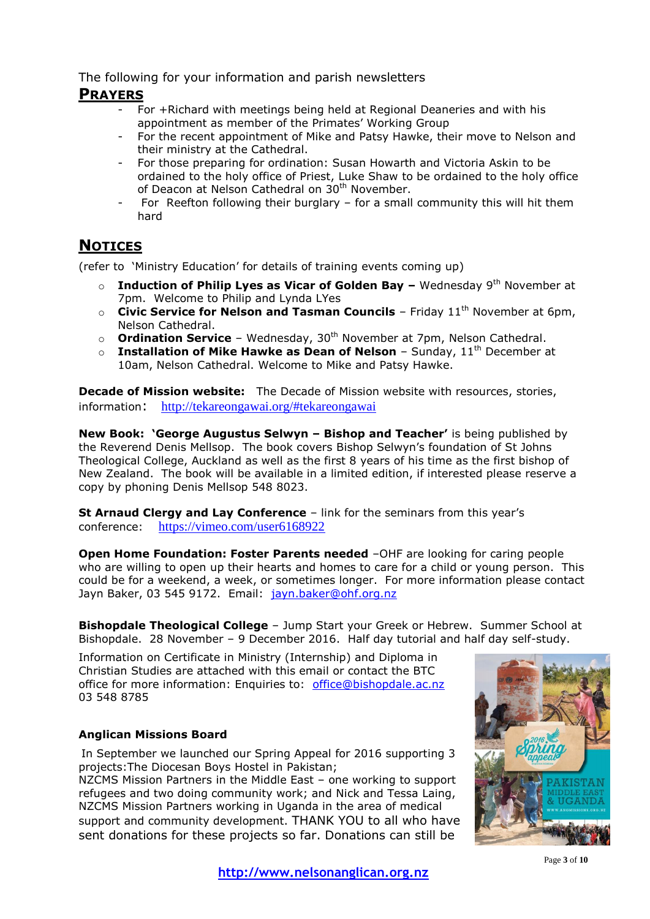The following for your information and parish newsletters

## PRAYERS

- For +Richard with meetings being held at Regional Deaneries and with his appointment as member of the Primates' Working Group
- For the recent appointment of Mike and Patsy Hawke, their move to Nelson and their ministry at the Cathedral.
- For those preparing for ordination: Susan Howarth and Victoria Askin to be ordained to the holy office of Priest, Luke Shaw to be ordained to the holy office of Deacon at Nelson Cathedral on 30th November.
- For Reefton following their burglary – for a small community this will hit them hard

## NOTICES

(refer to 'Ministry Education' for details of training events coming up)

- **Induction of Philip Lyes as Vicar of Golden Bay –** Wednesday 9th November at 7pm. Welcome to Philip and Lynda LYes
- **Civic Service for Nelson and Tasman Councils** – Friday 11th November at 6pm, Nelson Cathedral.
- **Ordination Service** – Wednesday, 30th November at 7pm, Nelson Cathedral.
- **Installation of Mike Hawke as Dean of Nelson** – Sunday, 11th December at 10am, Nelson Cathedral. Welcome to Mike and Patsy Hawke.

**Decade of Mission website:** The Decade of Mission website with resources, stories, information: http://tekareongawai.org/#tekareongawai

**New Book: 'George Augustus Selwyn – Bishop and Teacher'** is being published by the Reverend Denis Mellsop. The book covers Bishop Selwyn's foundation of St Johns Theological College, Auckland as well as the first 8 years of his time as the first bishop of New Zealand. The book will be available in a limited edition, if interested please reserve a copy by phoning Denis Mellsop 548 8023.

**St Arnaud Clergy and Lay Conference** – link for the seminars from this year's conference: https://vimeo.com/user6168922

**Open Home Foundation: Foster Parents needed** –OHF are looking for caring people who are willing to open up their hearts and homes to care for a child or young person. This could be for a weekend, a week, or sometimes longer. For more information please contact Jayn Baker, 03 545 9172. Email: jayn.baker@ohf.org.nz

**Bishopdale Theological College** – Jump Start your Greek or Hebrew. Summer School at Bishopdale. 28 November – 9 December 2016. Half day tutorial and half day self-study.

Information on Certificate in Ministry (Internship) and Diploma in Christian Studies are attached with this email or contact the BTC office for more information: Enquiries to: office@bishopdale.ac.nz 03 548 8785

**Anglican Missions Board**

In September we launched our Spring Appeal for 2016 supporting 3 projects:The Diocesan Boys Hostel in Pakistan;
NZCMS Mission Partners in the Middle East – one working to support refugees and two doing community work; and Nick and Tessa Laing, NZCMS Mission Partners working in Uganda in the area of medical support and community development. THANK YOU to all who have sent donations for these projects so far. Donations can still be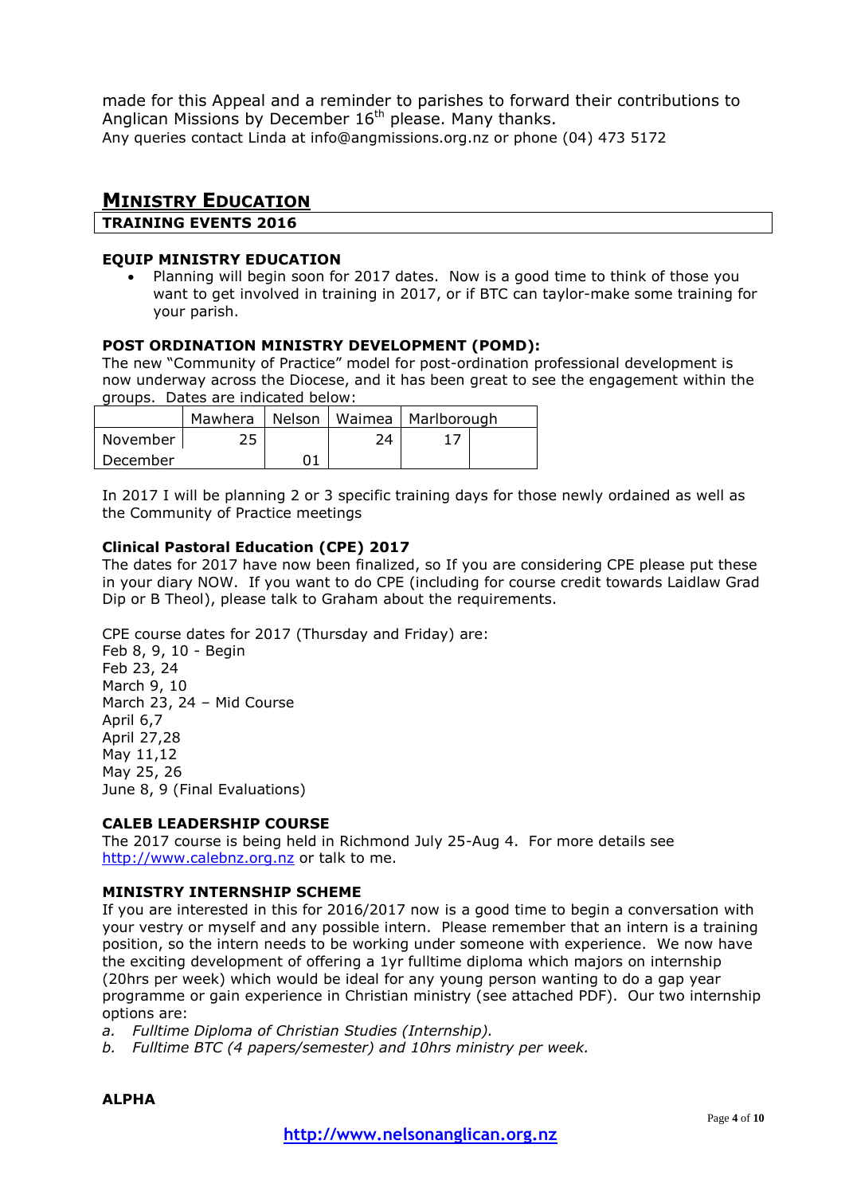made for this Appeal and a reminder to parishes to forward their contributions to Anglican Missions by December 16th please. Many thanks.
Any queries contact Linda at info@angmissions.org.nz or phone (04) 473 5172

## MINISTRY EDUCATION

**TRAINING EVENTS 2016**

### EQUIP MINISTRY EDUCATION

- Planning will begin soon for 2017 dates. Now is a good time to think of those you want to get involved in training in 2017, or if BTC can taylor-make some training for your parish.

### POST ORDINATION MINISTRY DEVELOPMENT (POMD):

The new "Community of Practice" model for post-ordination professional development is now underway across the Diocese, and it has been great to see the engagement within the groups. Dates are indicated below:

| | Mawhera | Nelson | Waimea | Marlborough | |
|---|---|---|---|---|---|
| November | 25 | | 24 | 17 | |
| December | | 01 | | | |

In 2017 I will be planning 2 or 3 specific training days for those newly ordained as well as the Community of Practice meetings

### Clinical Pastoral Education (CPE) 2017

The dates for 2017 have now been finalized, so If you are considering CPE please put these in your diary NOW. If you want to do CPE (including for course credit towards Laidlaw Grad Dip or B Theol), please talk to Graham about the requirements.

CPE course dates for 2017 (Thursday and Friday) are:
Feb 8, 9, 10 - Begin
Feb 23, 24
March 9, 10
March 23, 24 – Mid Course
April 6,7
April 27,28
May 11,12
May 25, 26
June 8, 9 (Final Evaluations)

### CALEB LEADERSHIP COURSE

The 2017 course is being held in Richmond July 25-Aug 4. For more details see http://www.calebnz.org.nz or talk to me.

### MINISTRY INTERNSHIP SCHEME

If you are interested in this for 2016/2017 now is a good time to begin a conversation with your vestry or myself and any possible intern. Please remember that an intern is a training position, so the intern needs to be working under someone with experience. We now have the exciting development of offering a 1yr fulltime diploma which majors on internship (20hrs per week) which would be ideal for any young person wanting to do a gap year programme or gain experience in Christian ministry (see attached PDF). Our two internship options are:

a. *Fulltime Diploma of Christian Studies (Internship).*
b. *Fulltime BTC (4 papers/semester) and 10hrs ministry per week.*

### ALPHA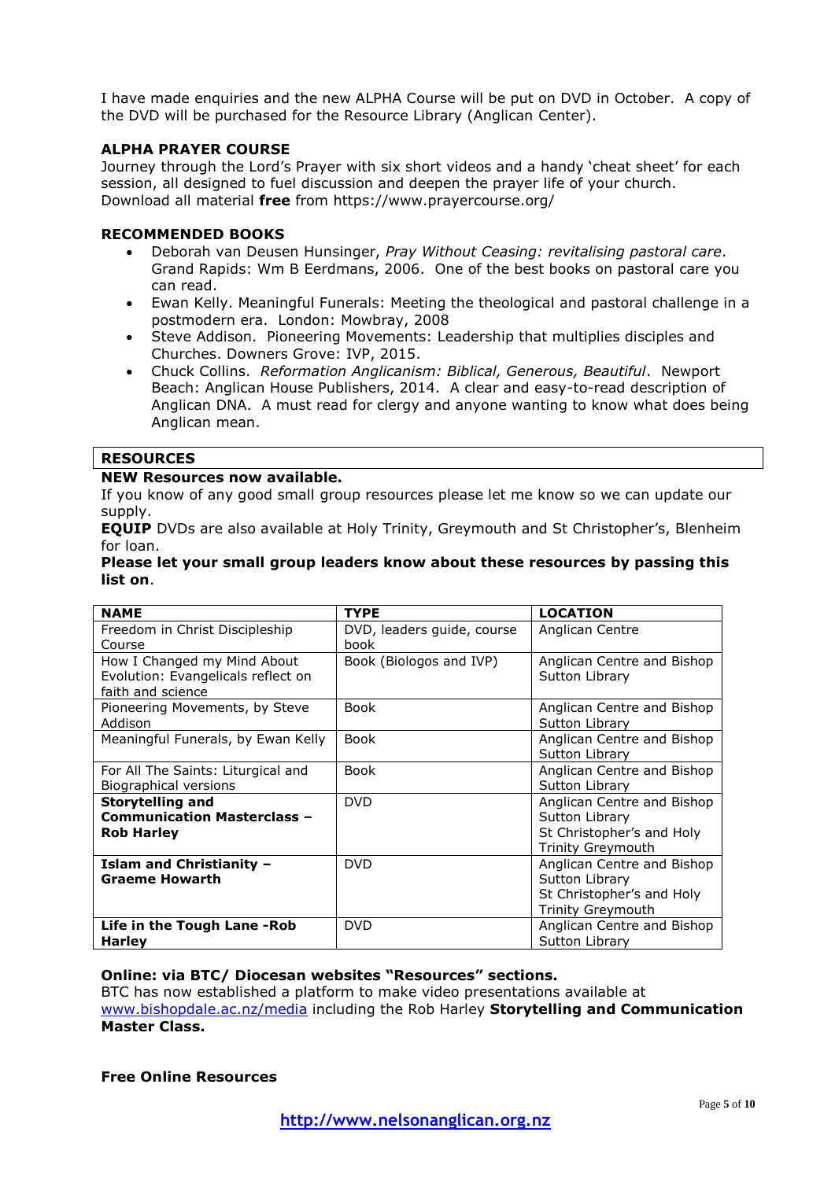I have made enquiries and the new ALPHA Course will be put on DVD in October. A copy of the DVD will be purchased for the Resource Library (Anglican Center).

**ALPHA PRAYER COURSE**

Journey through the Lord's Prayer with six short videos and a handy 'cheat sheet' for each session, all designed to fuel discussion and deepen the prayer life of your church. Download all material **free** from https://www.prayercourse.org/

**RECOMMENDED BOOKS**

- Deborah van Deusen Hunsinger, *Pray Without Ceasing: revitalising pastoral care*. Grand Rapids: Wm B Eerdmans, 2006. One of the best books on pastoral care you can read.
- Ewan Kelly. Meaningful Funerals: Meeting the theological and pastoral challenge in a postmodern era. London: Mowbray, 2008
- Steve Addison. Pioneering Movements: Leadership that multiplies disciples and Churches. Downers Grove: IVP, 2015.
- Chuck Collins. *Reformation Anglicanism: Biblical, Generous, Beautiful*. Newport Beach: Anglican House Publishers, 2014. A clear and easy-to-read description of Anglican DNA. A must read for clergy and anyone wanting to know what does being Anglican mean.

## RESOURCES

**NEW Resources now available.**

If you know of any good small group resources please let me know so we can update our supply.

**EQUIP** DVDs are also available at Holy Trinity, Greymouth and St Christopher's, Blenheim for loan.

**Please let your small group leaders know about these resources by passing this list on**.

| NAME | TYPE | LOCATION |
|---|---|---|
| Freedom in Christ Discipleship Course | DVD, leaders guide, course book | Anglican Centre |
| How I Changed my Mind About Evolution: Evangelicals reflect on faith and science | Book (Biologos and IVP) | Anglican Centre and Bishop Sutton Library |
| Pioneering Movements, by Steve Addison | Book | Anglican Centre and Bishop Sutton Library |
| Meaningful Funerals, by Ewan Kelly | Book | Anglican Centre and Bishop Sutton Library |
| For All The Saints: Liturgical and Biographical versions | Book | Anglican Centre and Bishop Sutton Library |
| **Storytelling and Communication Masterclass – Rob Harley** | DVD | Anglican Centre and Bishop Sutton Library St Christopher's and Holy Trinity Greymouth |
| **Islam and Christianity – Graeme Howarth** | DVD | Anglican Centre and Bishop Sutton Library St Christopher's and Holy Trinity Greymouth |
| **Life in the Tough Lane -Rob Harley** | DVD | Anglican Centre and Bishop Sutton Library |

**Online: via BTC/ Diocesan websites "Resources" sections.**

BTC has now established a platform to make video presentations available at www.bishopdale.ac.nz/media including the Rob Harley **Storytelling and Communication Master Class.**

**Free Online Resources**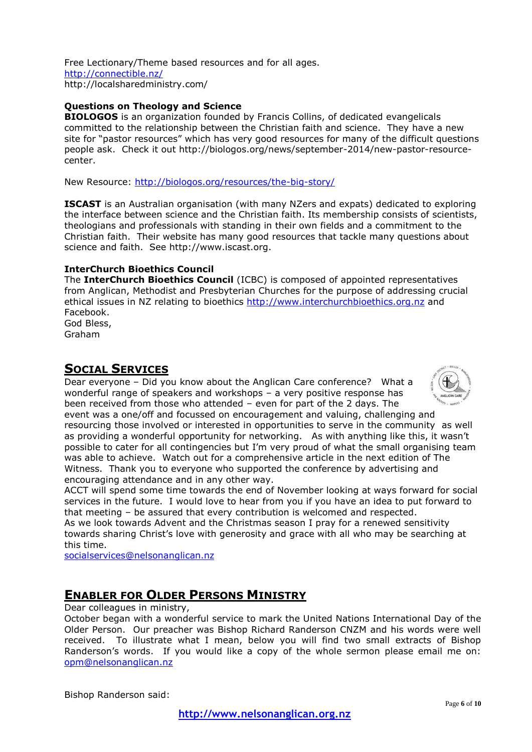Free Lectionary/Theme based resources and for all ages.
http://connectible.nz/
http://localsharedministry.com/

**Questions on Theology and Science**

**BIOLOGOS** is an organization founded by Francis Collins, of dedicated evangelicals committed to the relationship between the Christian faith and science. They have a new site for "pastor resources" which has very good resources for many of the difficult questions people ask. Check it out http://biologos.org/news/september-2014/new-pastor-resource-center.

New Resource: http://biologos.org/resources/the-big-story/

**ISCAST** is an Australian organisation (with many NZers and expats) dedicated to exploring the interface between science and the Christian faith. Its membership consists of scientists, theologians and professionals with standing in their own fields and a commitment to the Christian faith. Their website has many good resources that tackle many questions about science and faith. See http://www.iscast.org.

**InterChurch Bioethics Council**

The **InterChurch Bioethics Council** (ICBC) is composed of appointed representatives from Anglican, Methodist and Presbyterian Churches for the purpose of addressing crucial ethical issues in NZ relating to bioethics http://www.interchurchbioethics.org.nz and Facebook.

God Bless,
Graham

## SOCIAL SERVICES

Dear everyone – Did you know about the Anglican Care conference? What a wonderful range of speakers and workshops – a very positive response has been received from those who attended – even for part of the 2 days. The event was a one/off and focussed on encouragement and valuing, challenging and resourcing those involved or interested in opportunities to serve in the community as well as providing a wonderful opportunity for networking. As with anything like this, it wasn't possible to cater for all contingencies but I'm very proud of what the small organising team was able to achieve. Watch out for a comprehensive article in the next edition of The Witness. Thank you to everyone who supported the conference by advertising and encouraging attendance and in any other way.

ACCT will spend some time towards the end of November looking at ways forward for social services in the future. I would love to hear from you if you have an idea to put forward to that meeting – be assured that every contribution is welcomed and respected.

As we look towards Advent and the Christmas season I pray for a renewed sensitivity towards sharing Christ's love with generosity and grace with all who may be searching at this time.

socialservices@nelsonanglican.nz

## ENABLER FOR OLDER PERSONS MINISTRY

Dear colleagues in ministry,

October began with a wonderful service to mark the United Nations International Day of the Older Person. Our preacher was Bishop Richard Randerson CNZM and his words were well received. To illustrate what I mean, below you will find two small extracts of Bishop Randerson's words. If you would like a copy of the whole sermon please email me on: opm@nelsonanglican.nz

Bishop Randerson said: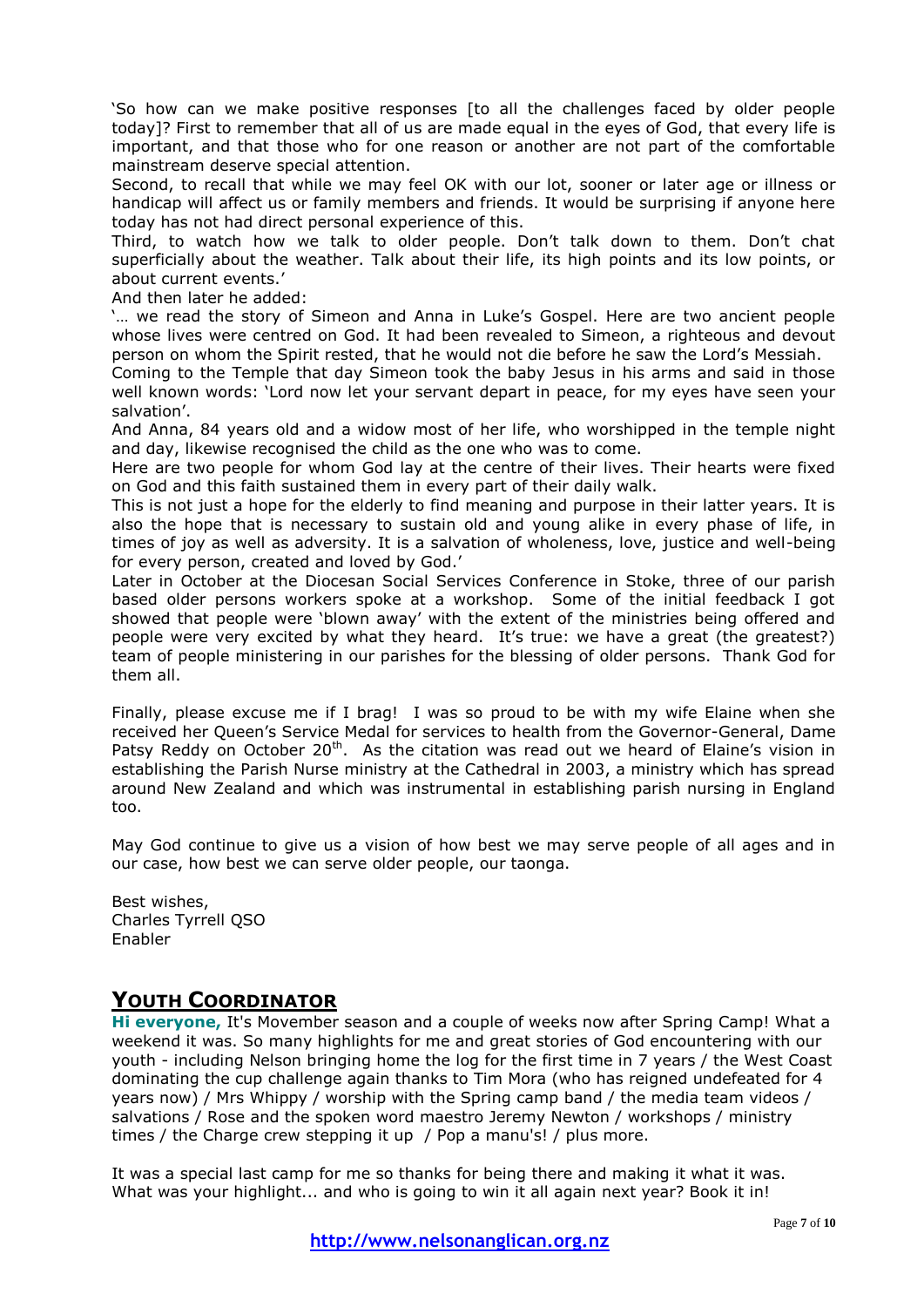'So how can we make positive responses [to all the challenges faced by older people today]? First to remember that all of us are made equal in the eyes of God, that every life is important, and that those who for one reason or another are not part of the comfortable mainstream deserve special attention.

Second, to recall that while we may feel OK with our lot, sooner or later age or illness or handicap will affect us or family members and friends. It would be surprising if anyone here today has not had direct personal experience of this.

Third, to watch how we talk to older people. Don't talk down to them. Don't chat superficially about the weather. Talk about their life, its high points and its low points, or about current events.'

And then later he added:

'… we read the story of Simeon and Anna in Luke's Gospel. Here are two ancient people whose lives were centred on God. It had been revealed to Simeon, a righteous and devout person on whom the Spirit rested, that he would not die before he saw the Lord's Messiah.

Coming to the Temple that day Simeon took the baby Jesus in his arms and said in those well known words: 'Lord now let your servant depart in peace, for my eyes have seen your salvation'.

And Anna, 84 years old and a widow most of her life, who worshipped in the temple night and day, likewise recognised the child as the one who was to come.

Here are two people for whom God lay at the centre of their lives. Their hearts were fixed on God and this faith sustained them in every part of their daily walk.

This is not just a hope for the elderly to find meaning and purpose in their latter years. It is also the hope that is necessary to sustain old and young alike in every phase of life, in times of joy as well as adversity. It is a salvation of wholeness, love, justice and well-being for every person, created and loved by God.'

Later in October at the Diocesan Social Services Conference in Stoke, three of our parish based older persons workers spoke at a workshop. Some of the initial feedback I got showed that people were 'blown away' with the extent of the ministries being offered and people were very excited by what they heard. It's true: we have a great (the greatest?) team of people ministering in our parishes for the blessing of older persons. Thank God for them all.

Finally, please excuse me if I brag! I was so proud to be with my wife Elaine when she received her Queen's Service Medal for services to health from the Governor-General, Dame Patsy Reddy on October 20th. As the citation was read out we heard of Elaine's vision in establishing the Parish Nurse ministry at the Cathedral in 2003, a ministry which has spread around New Zealand and which was instrumental in establishing parish nursing in England too.

May God continue to give us a vision of how best we may serve people of all ages and in our case, how best we can serve older people, our taonga.

Best wishes,
Charles Tyrrell QSO
Enabler

## YOUTH COORDINATOR

**Hi everyone,** It's Movember season and a couple of weeks now after Spring Camp! What a weekend it was. So many highlights for me and great stories of God encountering with our youth - including Nelson bringing home the log for the first time in 7 years / the West Coast dominating the cup challenge again thanks to Tim Mora (who has reigned undefeated for 4 years now) / Mrs Whippy / worship with the Spring camp band / the media team videos / salvations / Rose and the spoken word maestro Jeremy Newton / workshops / ministry times / the Charge crew stepping it up / Pop a manu's! / plus more.

It was a special last camp for me so thanks for being there and making it what it was. What was your highlight... and who is going to win it all again next year? Book it in!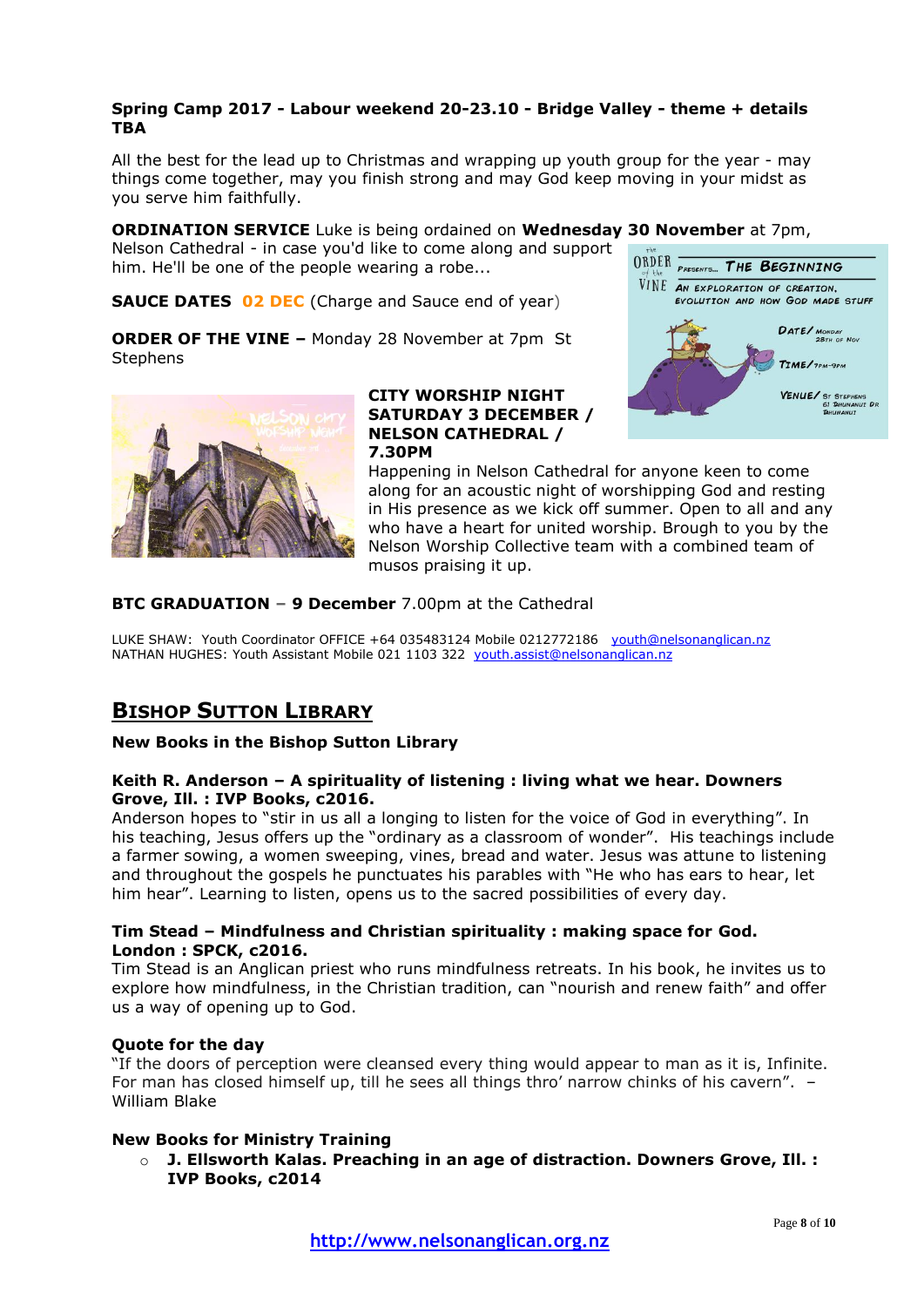**Spring Camp 2017 - Labour weekend 20-23.10 - Bridge Valley - theme + details TBA**

All the best for the lead up to Christmas and wrapping up youth group for the year - may things come together, may you finish strong and may God keep moving in your midst as you serve him faithfully.

**ORDINATION SERVICE** Luke is being ordained on **Wednesday 30 November** at 7pm, Nelson Cathedral - in case you'd like to come along and support him. He'll be one of the people wearing a robe...

**SAUCE DATES 02 DEC** (Charge and Sauce end of year)

**ORDER OF THE VINE –** Monday 28 November at 7pm St Stephens

**CITY WORSHIP NIGHT SATURDAY 3 DECEMBER / NELSON CATHEDRAL / 7.30PM**

Happening in Nelson Cathedral for anyone keen to come along for an acoustic night of worshipping God and resting in His presence as we kick off summer. Open to all and any who have a heart for united worship. Brough to you by the Nelson Worship Collective team with a combined team of musos praising it up.

**BTC GRADUATION** – **9 December** 7.00pm at the Cathedral

LUKE SHAW: Youth Coordinator OFFICE +64 035483124 Mobile 0212772186 youth@nelsonanglican.nz
NATHAN HUGHES: Youth Assistant Mobile 021 1103 322 youth.assist@nelsonanglican.nz

## BISHOP SUTTON LIBRARY

**New Books in the Bishop Sutton Library**

**Keith R. Anderson – A spirituality of listening : living what we hear. Downers Grove, Ill. : IVP Books, c2016.**
Anderson hopes to "stir in us all a longing to listen for the voice of God in everything". In his teaching, Jesus offers up the "ordinary as a classroom of wonder". His teachings include a farmer sowing, a women sweeping, vines, bread and water. Jesus was attune to listening and throughout the gospels he punctuates his parables with "He who has ears to hear, let him hear". Learning to listen, opens us to the sacred possibilities of every day.

**Tim Stead – Mindfulness and Christian spirituality : making space for God. London : SPCK, c2016.**
Tim Stead is an Anglican priest who runs mindfulness retreats. In his book, he invites us to explore how mindfulness, in the Christian tradition, can "nourish and renew faith" and offer us a way of opening up to God.

**Quote for the day**
"If the doors of perception were cleansed every thing would appear to man as it is, Infinite. For man has closed himself up, till he sees all things thro' narrow chinks of his cavern". – William Blake

**New Books for Ministry Training**

- **J. Ellsworth Kalas. Preaching in an age of distraction. Downers Grove, Ill. : IVP Books, c2014**

http://www.nelsonanglican.org.nz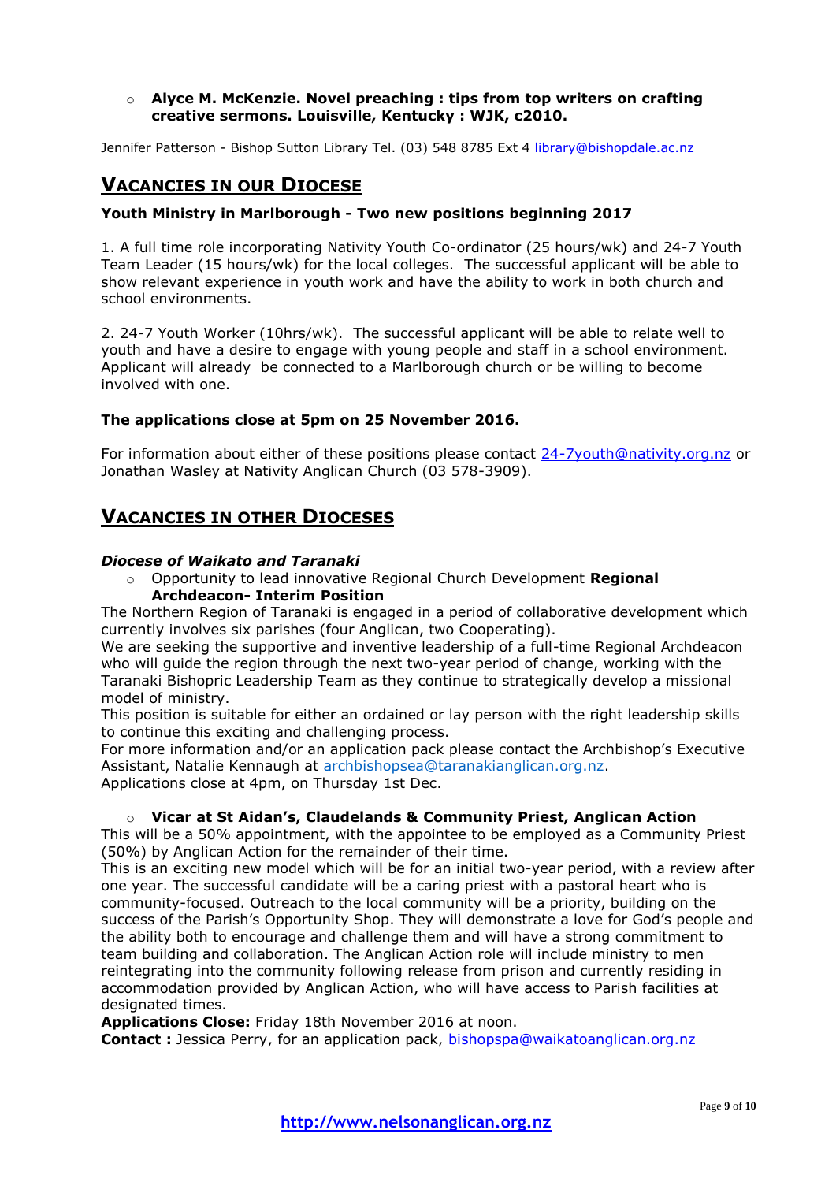- **Alyce M. McKenzie. Novel preaching : tips from top writers on crafting creative sermons. Louisville, Kentucky : WJK, c2010.**

Jennifer Patterson - Bishop Sutton Library Tel. (03) 548 8785 Ext 4 library@bishopdale.ac.nz

## VACANCIES IN OUR DIOCESE

**Youth Ministry in Marlborough - Two new positions beginning 2017**

1. A full time role incorporating Nativity Youth Co-ordinator (25 hours/wk) and 24-7 Youth Team Leader (15 hours/wk) for the local colleges. The successful applicant will be able to show relevant experience in youth work and have the ability to work in both church and school environments.

2. 24-7 Youth Worker (10hrs/wk). The successful applicant will be able to relate well to youth and have a desire to engage with young people and staff in a school environment. Applicant will already be connected to a Marlborough church or be willing to become involved with one.

**The applications close at 5pm on 25 November 2016.**

For information about either of these positions please contact 24-7youth@nativity.org.nz or Jonathan Wasley at Nativity Anglican Church (03 578-3909).

## VACANCIES IN OTHER DIOCESES

***Diocese of Waikato and Taranaki***

- Opportunity to lead innovative Regional Church Development **Regional Archdeacon- Interim Position**

The Northern Region of Taranaki is engaged in a period of collaborative development which currently involves six parishes (four Anglican, two Cooperating).
We are seeking the supportive and inventive leadership of a full-time Regional Archdeacon who will guide the region through the next two-year period of change, working with the Taranaki Bishopric Leadership Team as they continue to strategically develop a missional model of ministry.
This position is suitable for either an ordained or lay person with the right leadership skills to continue this exciting and challenging process.
For more information and/or an application pack please contact the Archbishop's Executive Assistant, Natalie Kennaugh at archbishopsea@taranakianglican.org.nz.
Applications close at 4pm, on Thursday 1st Dec.

- **Vicar at St Aidan's, Claudelands & Community Priest, Anglican Action**

This will be a 50% appointment, with the appointee to be employed as a Community Priest (50%) by Anglican Action for the remainder of their time.
This is an exciting new model which will be for an initial two-year period, with a review after one year. The successful candidate will be a caring priest with a pastoral heart who is community-focused. Outreach to the local community will be a priority, building on the success of the Parish's Opportunity Shop. They will demonstrate a love for God's people and the ability both to encourage and challenge them and will have a strong commitment to team building and collaboration. The Anglican Action role will include ministry to men reintegrating into the community following release from prison and currently residing in accommodation provided by Anglican Action, who will have access to Parish facilities at designated times.
**Applications Close:** Friday 18th November 2016 at noon.
**Contact :** Jessica Perry, for an application pack, bishopspa@waikatoanglican.org.nz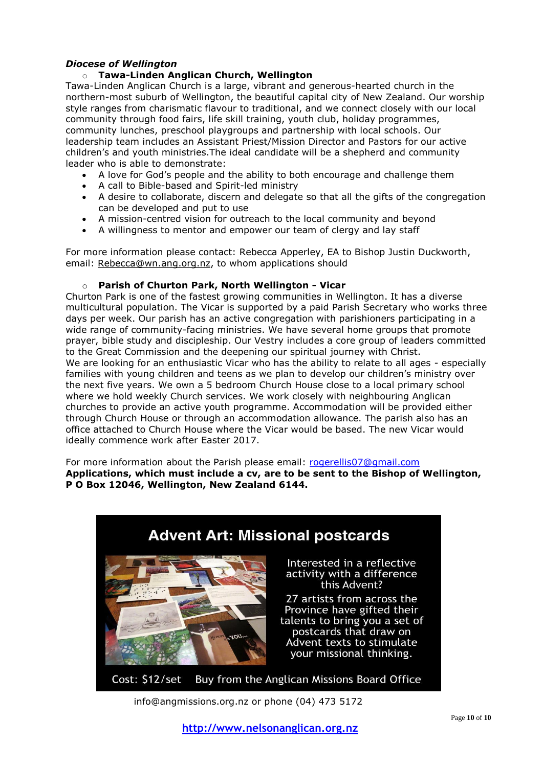***Diocese of Wellington***

- **Tawa-Linden Anglican Church, Wellington**

Tawa-Linden Anglican Church is a large, vibrant and generous-hearted church in the northern-most suburb of Wellington, the beautiful capital city of New Zealand. Our worship style ranges from charismatic flavour to traditional, and we connect closely with our local community through food fairs, life skill training, youth club, holiday programmes, community lunches, preschool playgroups and partnership with local schools. Our leadership team includes an Assistant Priest/Mission Director and Pastors for our active children's and youth ministries.The ideal candidate will be a shepherd and community leader who is able to demonstrate:

- A love for God's people and the ability to both encourage and challenge them
- A call to Bible-based and Spirit-led ministry
- A desire to collaborate, discern and delegate so that all the gifts of the congregation can be developed and put to use
- A mission-centred vision for outreach to the local community and beyond
- A willingness to mentor and empower our team of clergy and lay staff

For more information please contact: Rebecca Apperley, EA to Bishop Justin Duckworth, email: Rebecca@wn.ang.org.nz, to whom applications should

- **Parish of Churton Park, North Wellington - Vicar**

Churton Park is one of the fastest growing communities in Wellington. It has a diverse multicultural population. The Vicar is supported by a paid Parish Secretary who works three days per week. Our parish has an active congregation with parishioners participating in a wide range of community-facing ministries. We have several home groups that promote prayer, bible study and discipleship. Our Vestry includes a core group of leaders committed to the Great Commission and the deepening our spiritual journey with Christ.
We are looking for an enthusiastic Vicar who has the ability to relate to all ages - especially families with young children and teens as we plan to develop our children's ministry over the next five years. We own a 5 bedroom Church House close to a local primary school where we hold weekly Church services. We work closely with neighbouring Anglican churches to provide an active youth programme. Accommodation will be provided either through Church House or through an accommodation allowance. The parish also has an office attached to Church House where the Vicar would be based. The new Vicar would ideally commence work after Easter 2017.

For more information about the Parish please email: rogerellis07@gmail.com
**Applications, which must include a cv, are to be sent to the Bishop of Wellington, P O Box 12046, Wellington, New Zealand 6144.**

**Advent Art: Missional postcards**

Interested in a reflective activity with a difference this Advent?

27 artists from across the Province have gifted their talents to bring you a set of postcards that draw on Advent texts to stimulate your missional thinking.

Cost: $12/set Buy from the Anglican Missions Board Office

info@angmissions.org.nz or phone (04) 473 5172

http://www.nelsonanglican.org.nz